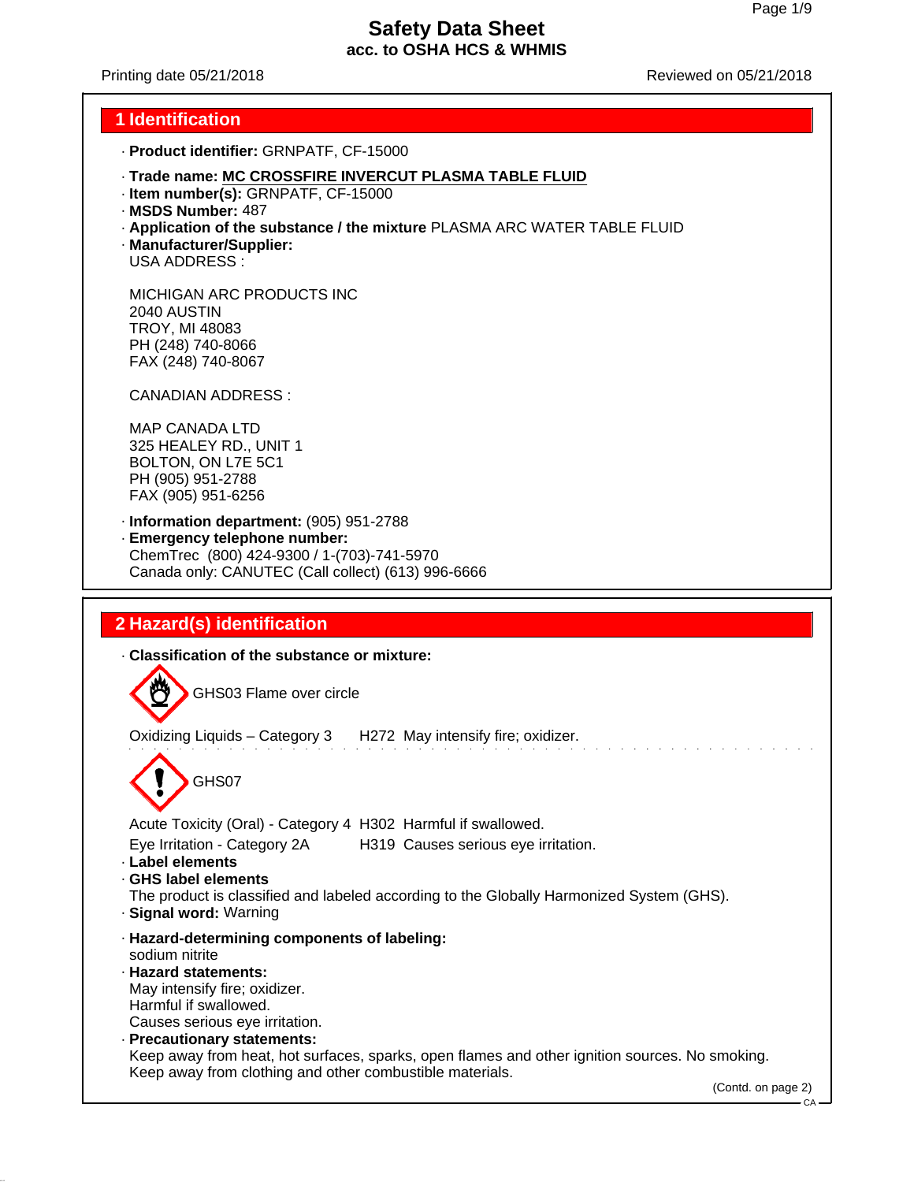# Safety Data Sheet
**acc. to OSHA HCS & WHMIS**

Printing date 05/21/2018 Reviewed on 05/21/2018

## 1 Identification

· **Product identifier:** GRNPATF, CF-15000

· **Trade name:** **MC CROSSFIRE INVERCUT PLASMA TABLE FLUID**
· **Item number(s):** GRNPATF, CF-15000
· **MSDS Number:** 487
· **Application of the substance / the mixture** PLASMA ARC WATER TABLE FLUID
· **Manufacturer/Supplier:**
USA ADDRESS :

MICHIGAN ARC PRODUCTS INC
2040 AUSTIN
TROY, MI 48083
PH (248) 740-8066
FAX (248) 740-8067

CANADIAN ADDRESS :

MAP CANADA LTD
325 HEALEY RD., UNIT 1
BOLTON, ON L7E 5C1
PH (905) 951-2788
FAX (905) 951-6256

· **Information department:** (905) 951-2788
· **Emergency telephone number:**
ChemTrec (800) 424-9300 / 1-(703)-741-5970
Canada only: CANUTEC (Call collect) (613) 996-6666

## 2 Hazard(s) identification

· **Classification of the substance or mixture:**

GHS03 Flame over circle

Oxidizing Liquids – Category 3 H272 May intensify fire; oxidizer.

GHS07

Acute Toxicity (Oral) - Category 4 H302 Harmful if swallowed.
Eye Irritation - Category 2A H319 Causes serious eye irritation.

· **Label elements**
· **GHS label elements**
The product is classified and labeled according to the Globally Harmonized System (GHS).
· **Signal word:** Warning

· **Hazard-determining components of labeling:**
sodium nitrite
· **Hazard statements:**
May intensify fire; oxidizer.
Harmful if swallowed.
Causes serious eye irritation.
· **Precautionary statements:**
Keep away from heat, hot surfaces, sparks, open flames and other ignition sources. No smoking.
Keep away from clothing and other combustible materials.

(Contd. on page 2)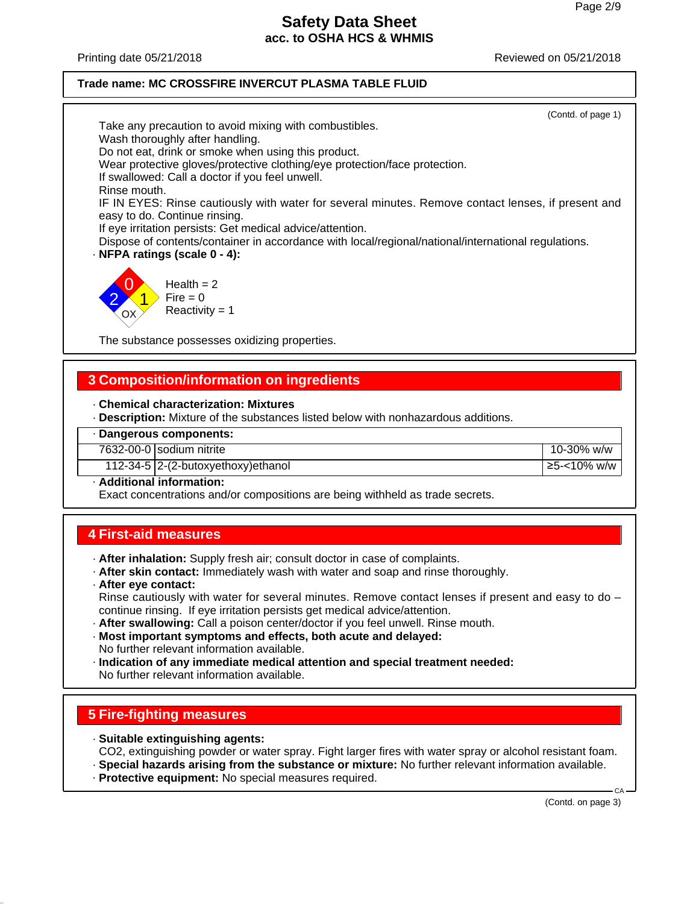Safety Data Sheet
acc. to OSHA HCS & WHMIS

Printing date 05/21/2018 Reviewed on 05/21/2018

**Trade name: MC CROSSFIRE INVERCUT PLASMA TABLE FLUID**

(Contd. of page 1)

Take any precaution to avoid mixing with combustibles.
Wash thoroughly after handling.
Do not eat, drink or smoke when using this product.
Wear protective gloves/protective clothing/eye protection/face protection.
If swallowed: Call a doctor if you feel unwell.
Rinse mouth.
IF IN EYES: Rinse cautiously with water for several minutes. Remove contact lenses, if present and easy to do. Continue rinsing.
If eye irritation persists: Get medical advice/attention.
Dispose of contents/container in accordance with local/regional/national/international regulations.

· **NFPA ratings (scale 0 - 4):**

Health = 2
Fire = 0
Reactivity = 1
OX

The substance possesses oxidizing properties.

## 3 Composition/information on ingredients

· **Chemical characterization: Mixtures**
· **Description:** Mixture of the substances listed below with nonhazardous additions.

· **Dangerous components:**

| CAS | Component | Concentration |
|---|---|---|
| 7632-00-0 | sodium nitrite | 10-30% w/w |
| 112-34-5 | 2-(2-butoxyethoxy)ethanol | ≥5-<10% w/w |

· **Additional information:**
Exact concentrations and/or compositions are being withheld as trade secrets.

## 4 First-aid measures

· **After inhalation:** Supply fresh air; consult doctor in case of complaints.
· **After skin contact:** Immediately wash with water and soap and rinse thoroughly.
· **After eye contact:**
Rinse cautiously with water for several minutes. Remove contact lenses if present and easy to do – continue rinsing. If eye irritation persists get medical advice/attention.
· **After swallowing:** Call a poison center/doctor if you feel unwell. Rinse mouth.
· **Most important symptoms and effects, both acute and delayed:**
No further relevant information available.
· **Indication of any immediate medical attention and special treatment needed:**
No further relevant information available.

## 5 Fire-fighting measures

· **Suitable extinguishing agents:**
$CO_2$, extinguishing powder or water spray. Fight larger fires with water spray or alcohol resistant foam.
· **Special hazards arising from the substance or mixture:** No further relevant information available.
· **Protective equipment:** No special measures required.

CA

(Contd. on page 3)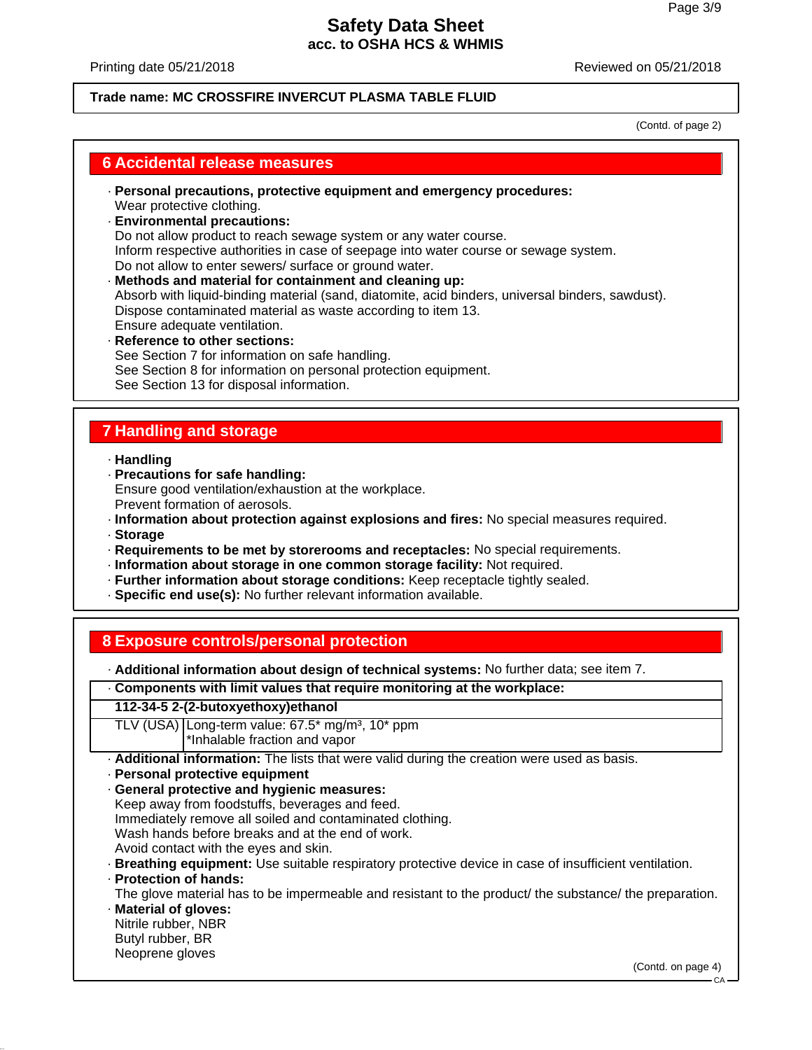**Safety Data Sheet**
**acc. to OSHA HCS & WHMIS**

Printing date 05/21/2018 Reviewed on 05/21/2018

**Trade name: MC CROSSFIRE INVERCUT PLASMA TABLE FLUID**

(Contd. of page 2)

## 6 Accidental release measures

· **Personal precautions, protective equipment and emergency procedures:**
Wear protective clothing.
· **Environmental precautions:**
Do not allow product to reach sewage system or any water course.
Inform respective authorities in case of seepage into water course or sewage system.
Do not allow to enter sewers/ surface or ground water.
· **Methods and material for containment and cleaning up:**
Absorb with liquid-binding material (sand, diatomite, acid binders, universal binders, sawdust).
Dispose contaminated material as waste according to item 13.
Ensure adequate ventilation.
· **Reference to other sections:**
See Section 7 for information on safe handling.
See Section 8 for information on personal protection equipment.
See Section 13 for disposal information.

## 7 Handling and storage

· **Handling**
· **Precautions for safe handling:**
Ensure good ventilation/exhaustion at the workplace.
Prevent formation of aerosols.
· **Information about protection against explosions and fires:** No special measures required.
· **Storage**
· **Requirements to be met by storerooms and receptacles:** No special requirements.
· **Information about storage in one common storage facility:** Not required.
· **Further information about storage conditions:** Keep receptacle tightly sealed.
· **Specific end use(s):** No further relevant information available.

## 8 Exposure controls/personal protection

· **Additional information about design of technical systems:** No further data; see item 7.

| · Components with limit values that require monitoring at the workplace: | |
|---|---|
| **112-34-5 2-(2-butoxyethoxy)ethanol** | |
| TLV (USA) | Long-term value: 67.5* mg/m³, 10* ppm<br>*Inhalable fraction and vapor |

· **Additional information:** The lists that were valid during the creation were used as basis.
· **Personal protective equipment**
· **General protective and hygienic measures:**
Keep away from foodstuffs, beverages and feed.
Immediately remove all soiled and contaminated clothing.
Wash hands before breaks and at the end of work.
Avoid contact with the eyes and skin.
· **Breathing equipment:** Use suitable respiratory protective device in case of insufficient ventilation.
· **Protection of hands:**
The glove material has to be impermeable and resistant to the product/ the substance/ the preparation.
· **Material of gloves:**
Nitrile rubber, NBR
Butyl rubber, BR
Neoprene gloves

(Contd. on page 4)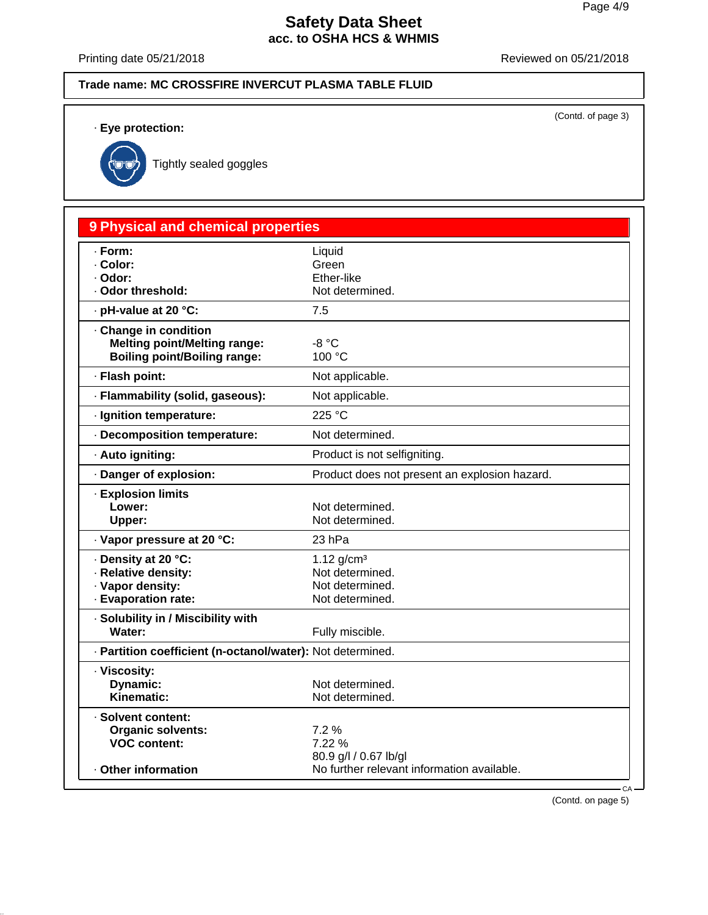# Safety Data Sheet
## acc. to OSHA HCS & WHMIS

Printing date 05/21/2018 Reviewed on 05/21/2018

**Trade name: MC CROSSFIRE INVERCUT PLASMA TABLE FLUID**

(Contd. of page 3)

· **Eye protection:**

Tightly sealed goggles

## 9 Physical and chemical properties

| | |
|---|---|
| · **Form:** | Liquid |
| · **Color:** | Green |
| · **Odor:** | Ether-like |
| · **Odor threshold:** | Not determined. |
| · **pH-value at 20 °C:** | 7.5 |
| · **Change in condition** | |
| **Melting point/Melting range:** | -8 °C |
| **Boiling point/Boiling range:** | 100 °C |
| · **Flash point:** | Not applicable. |
| · **Flammability (solid, gaseous):** | Not applicable. |
| · **Ignition temperature:** | 225 °C |
| · **Decomposition temperature:** | Not determined. |
| · **Auto igniting:** | Product is not selfigniting. |
| · **Danger of explosion:** | Product does not present an explosion hazard. |
| · **Explosion limits** | |
| **Lower:** | Not determined. |
| **Upper:** | Not determined. |
| · **Vapor pressure at 20 °C:** | 23 hPa |
| · **Density at 20 °C:** | 1.12 g/cm³ |
| · **Relative density:** | Not determined. |
| · **Vapor density:** | Not determined. |
| · **Evaporation rate:** | Not determined. |
| · **Solubility in / Miscibility with** | |
| **Water:** | Fully miscible. |
| · **Partition coefficient (n-octanol/water):** | Not determined. |
| · **Viscosity:** | |
| **Dynamic:** | Not determined. |
| **Kinematic:** | Not determined. |
| · **Solvent content:** | |
| **Organic solvents:** | 7.2 % |
| **VOC content:** | 7.22 % |
| | 80.9 g/l / 0.67 lb/gl |
| · **Other information** | No further relevant information available. |

(Contd. on page 5)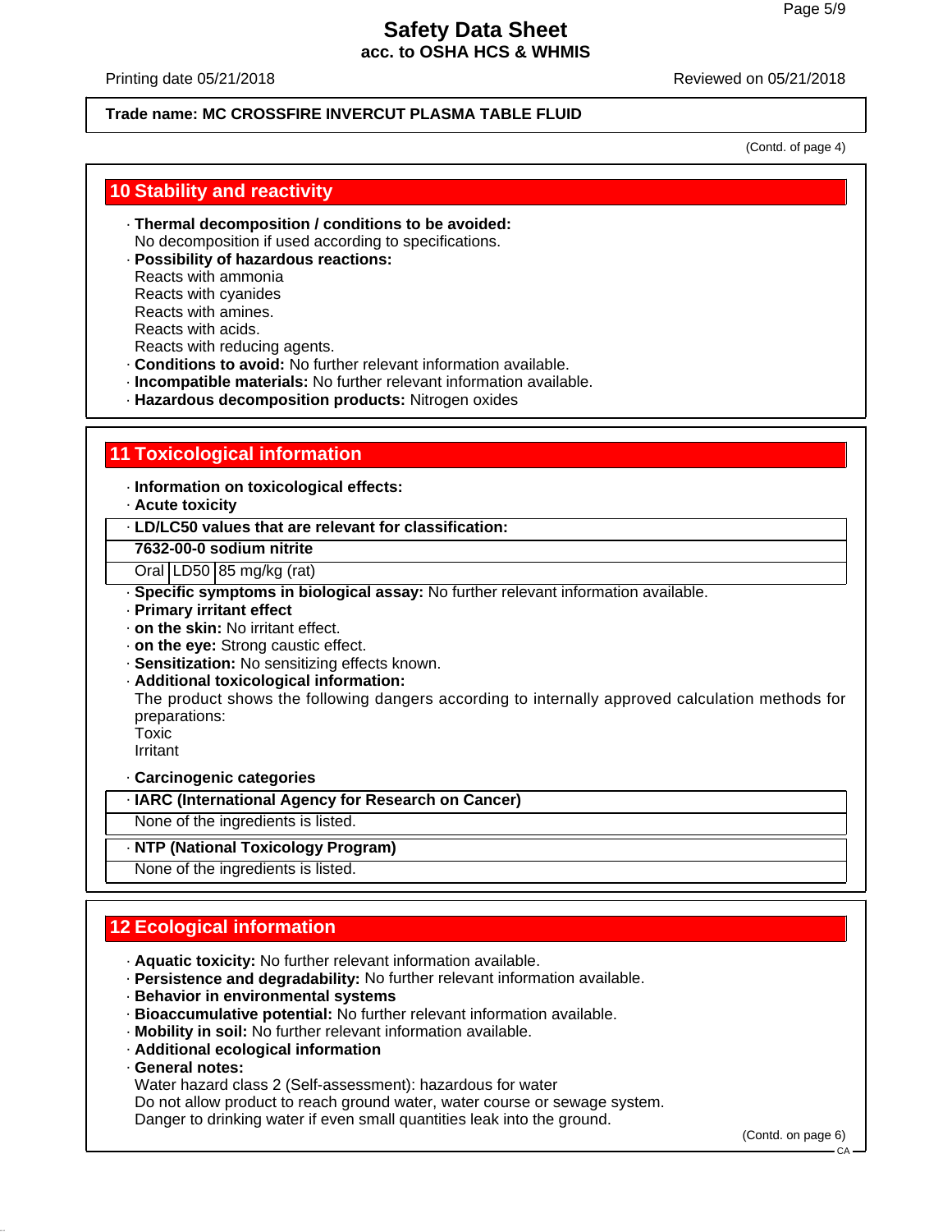Trade name: MC CROSSFIRE INVERCUT PLASMA TABLE FLUID

(Contd. of page 4)

## 10 Stability and reactivity

· **Thermal decomposition / conditions to be avoided:**
No decomposition if used according to specifications.
· **Possibility of hazardous reactions:**
Reacts with ammonia
Reacts with cyanides
Reacts with amines.
Reacts with acids.
Reacts with reducing agents.
· **Conditions to avoid:** No further relevant information available.
· **Incompatible materials:** No further relevant information available.
· **Hazardous decomposition products:** Nitrogen oxides

## 11 Toxicological information

· **Information on toxicological effects:**
· **Acute toxicity**

| · **LD/LC50 values that are relevant for classification:** | | |
|---|---|---|
| **7632-00-0 sodium nitrite** | | |
| Oral | LD50 | 85 mg/kg (rat) |

· **Specific symptoms in biological assay:** No further relevant information available.
· **Primary irritant effect**
· **on the skin:** No irritant effect.
· **on the eye:** Strong caustic effect.
· **Sensitization:** No sensitizing effects known.
· **Additional toxicological information:**
The product shows the following dangers according to internally approved calculation methods for preparations:
Toxic
Irritant

· **Carcinogenic categories**

| · **IARC (International Agency for Research on Cancer)** |
|---|
| None of the ingredients is listed. |

| · **NTP (National Toxicology Program)** |
|---|
| None of the ingredients is listed. |

## 12 Ecological information

· **Aquatic toxicity:** No further relevant information available.
· **Persistence and degradability:** No further relevant information available.
· **Behavior in environmental systems**
· **Bioaccumulative potential:** No further relevant information available.
· **Mobility in soil:** No further relevant information available.
· **Additional ecological information**
· **General notes:**
Water hazard class 2 (Self-assessment): hazardous for water
Do not allow product to reach ground water, water course or sewage system.
Danger to drinking water if even small quantities leak into the ground.

(Contd. on page 6)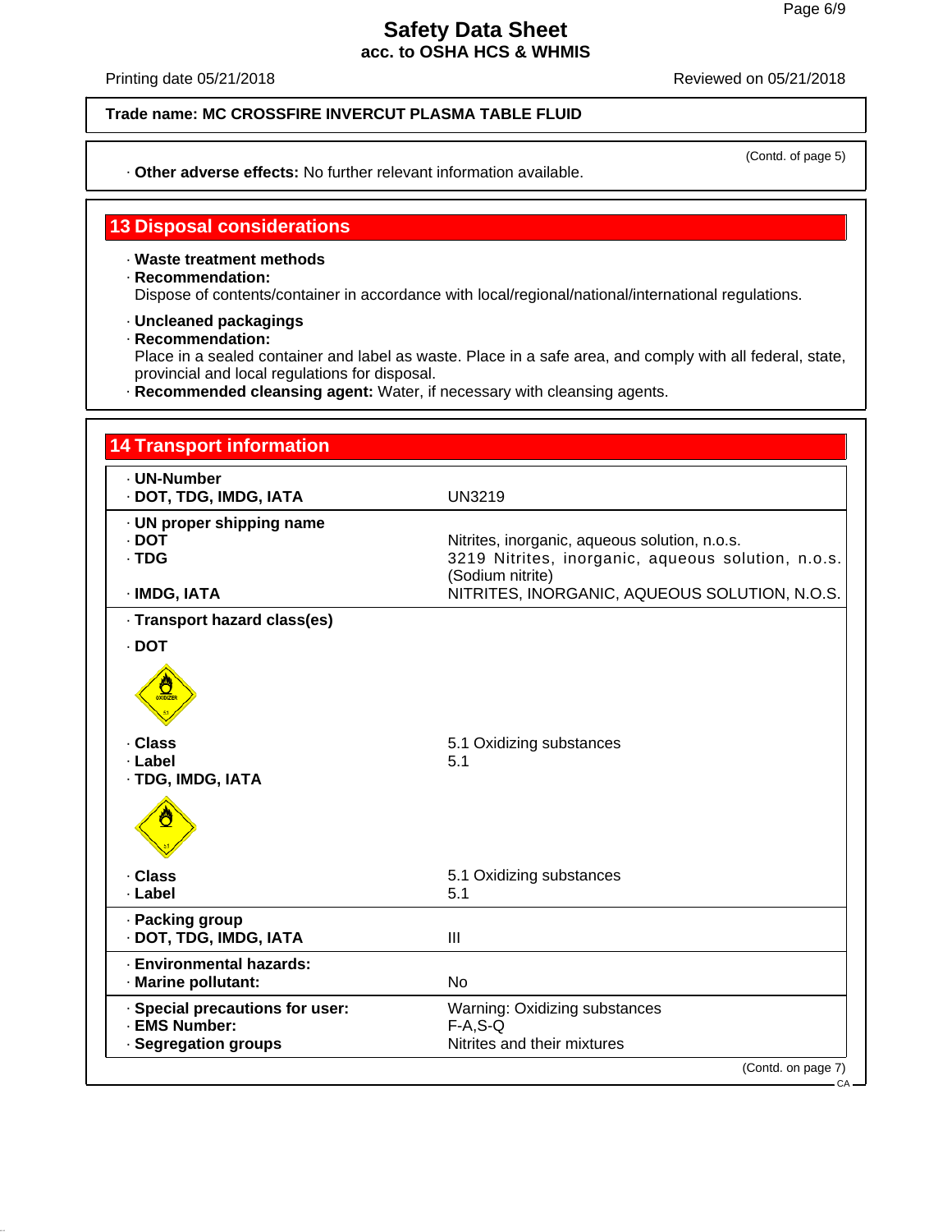**Safety Data Sheet**
**acc. to OSHA HCS & WHMIS**

Printing date 05/21/2018 Reviewed on 05/21/2018

**Trade name: MC CROSSFIRE INVERCUT PLASMA TABLE FLUID**

(Contd. of page 5)

· **Other adverse effects:** No further relevant information available.

## 13 Disposal considerations

· **Waste treatment methods**
· **Recommendation:**
Dispose of contents/container in accordance with local/regional/national/international regulations.

· **Uncleaned packagings**
· **Recommendation:**
Place in a sealed container and label as waste. Place in a safe area, and comply with all federal, state, provincial and local regulations for disposal.
· **Recommended cleansing agent:** Water, if necessary with cleansing agents.

## 14 Transport information

· **UN-Number**
· **DOT, TDG, IMDG, IATA** UN3219

· **UN proper shipping name**
· **DOT** Nitrites, inorganic, aqueous solution, n.o.s.
· **TDG** 3219 Nitrites, inorganic, aqueous solution, n.o.s. (Sodium nitrite)
· **IMDG, IATA** NITRITES, INORGANIC, AQUEOUS SOLUTION, N.O.S.

· **Transport hazard class(es)**

· **DOT**

· **Class** 5.1 Oxidizing substances
· **Label** 5.1
· **TDG, IMDG, IATA**

· **Class** 5.1 Oxidizing substances
· **Label** 5.1

· **Packing group**
· **DOT, TDG, IMDG, IATA** III

· **Environmental hazards:**
· **Marine pollutant:** No

· **Special precautions for user:** Warning: Oxidizing substances
· **EMS Number:** F-A,S-Q
· **Segregation groups** Nitrites and their mixtures

(Contd. on page 7)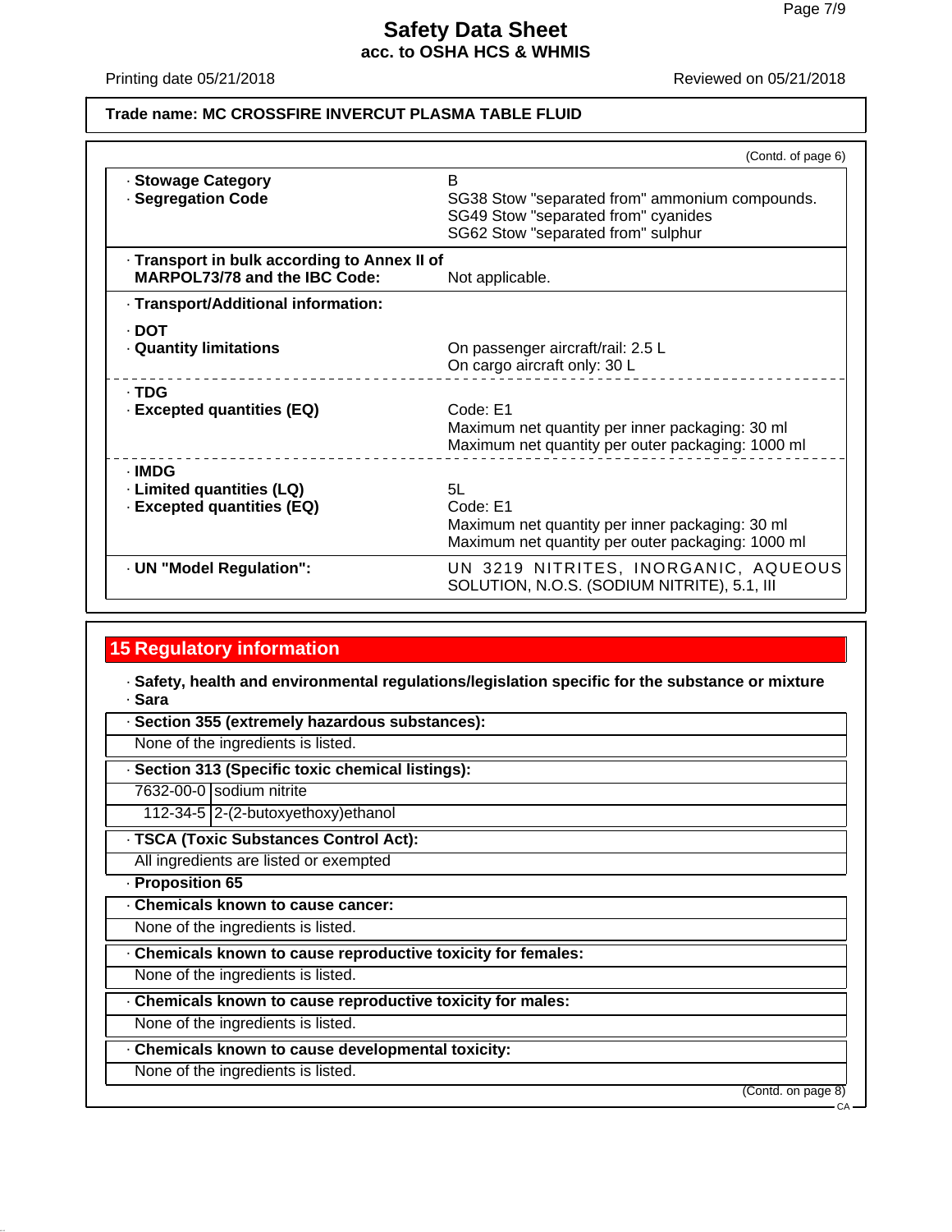Safety Data Sheet
acc. to OSHA HCS & WHMIS

Printing date 05/21/2018 Reviewed on 05/21/2018

**Trade name: MC CROSSFIRE INVERCUT PLASMA TABLE FLUID**

(Contd. of page 6)

| | |
|---|---|
| · **Stowage Category** | B |
| · **Segregation Code** | SG38 Stow "separated from" ammonium compounds.<br>SG49 Stow "separated from" cyanides<br>SG62 Stow "separated from" sulphur |
| · **Transport in bulk according to Annex II of MARPOL73/78 and the IBC Code:** | Not applicable. |
| · **Transport/Additional information:** | |
| · **DOT** | |
| · **Quantity limitations** | On passenger aircraft/rail: 2.5 L<br>On cargo aircraft only: 30 L |
| · **TDG** | |
| · **Excepted quantities (EQ)** | Code: E1<br>Maximum net quantity per inner packaging: 30 ml<br>Maximum net quantity per outer packaging: 1000 ml |
| · **IMDG** | |
| · **Limited quantities (LQ)** | 5L |
| · **Excepted quantities (EQ)** | Code: E1<br>Maximum net quantity per inner packaging: 30 ml<br>Maximum net quantity per outer packaging: 1000 ml |
| · **UN "Model Regulation":** | UN 3219 NITRITES, INORGANIC, AQUEOUS SOLUTION, N.O.S. (SODIUM NITRITE), 5.1, III |

## 15 Regulatory information

· **Safety, health and environmental regulations/legislation specific for the substance or mixture**

· **Sara**

· **Section 355 (extremely hazardous substances):**

None of the ingredients is listed.

· **Section 313 (Specific toxic chemical listings):**

| | |
|---|---|
| 7632-00-0 | sodium nitrite |
| 112-34-5 | 2-(2-butoxyethoxy)ethanol |

· **TSCA (Toxic Substances Control Act):**

All ingredients are listed or exempted

· **Proposition 65**

· **Chemicals known to cause cancer:**

None of the ingredients is listed.

· **Chemicals known to cause reproductive toxicity for females:**

None of the ingredients is listed.

· **Chemicals known to cause reproductive toxicity for males:**

None of the ingredients is listed.

· **Chemicals known to cause developmental toxicity:**

None of the ingredients is listed.

(Contd. on page 8)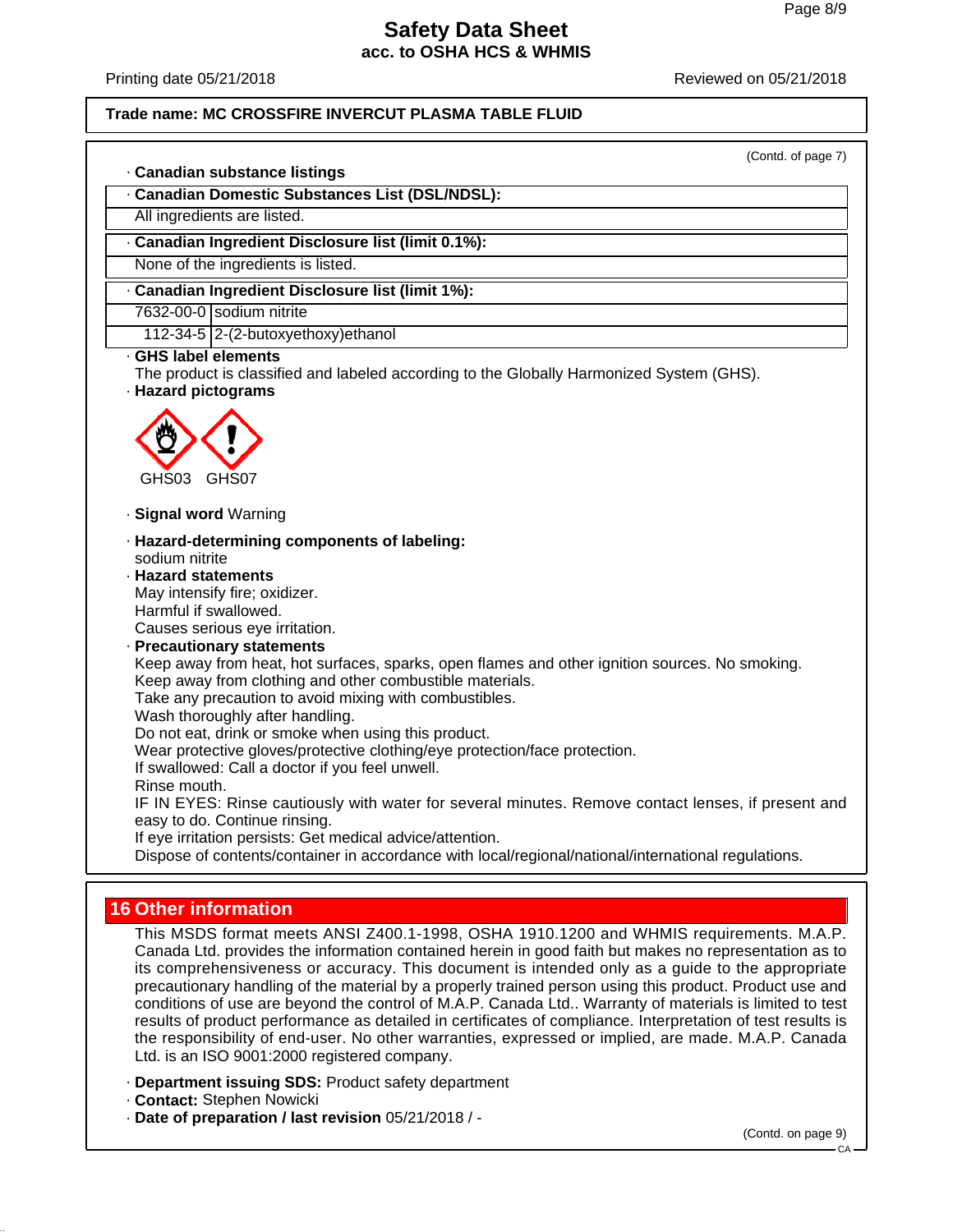**Trade name: MC CROSSFIRE INVERCUT PLASMA TABLE FLUID**

(Contd. of page 7)

· **Canadian substance listings**

· **Canadian Domestic Substances List (DSL/NDSL):**

All ingredients are listed.

· **Canadian Ingredient Disclosure list (limit 0.1%):**

None of the ingredients is listed.

· **Canadian Ingredient Disclosure list (limit 1%):**

| | |
|---|---|
| 7632-00-0 | sodium nitrite |
| 112-34-5 | 2-(2-butoxyethoxy)ethanol |

· **GHS label elements**

The product is classified and labeled according to the Globally Harmonized System (GHS).

· **Hazard pictograms**

GHS03 GHS07

· **Signal word** Warning

· **Hazard-determining components of labeling:**

sodium nitrite

· **Hazard statements**

May intensify fire; oxidizer.
Harmful if swallowed.
Causes serious eye irritation.

· **Precautionary statements**

Keep away from heat, hot surfaces, sparks, open flames and other ignition sources. No smoking.
Keep away from clothing and other combustible materials.
Take any precaution to avoid mixing with combustibles.
Wash thoroughly after handling.
Do not eat, drink or smoke when using this product.
Wear protective gloves/protective clothing/eye protection/face protection.
If swallowed: Call a doctor if you feel unwell.
Rinse mouth.
IF IN EYES: Rinse cautiously with water for several minutes. Remove contact lenses, if present and easy to do. Continue rinsing.
If eye irritation persists: Get medical advice/attention.
Dispose of contents/container in accordance with local/regional/national/international regulations.

## 16 Other information

This MSDS format meets ANSI Z400.1-1998, OSHA 1910.1200 and WHMIS requirements. M.A.P. Canada Ltd. provides the information contained herein in good faith but makes no representation as to its comprehensiveness or accuracy. This document is intended only as a guide to the appropriate precautionary handling of the material by a properly trained person using this product. Product use and conditions of use are beyond the control of M.A.P. Canada Ltd.. Warranty of materials is limited to test results of product performance as detailed in certificates of compliance. Interpretation of test results is the responsibility of end-user. No other warranties, expressed or implied, are made. M.A.P. Canada Ltd. is an ISO 9001:2000 registered company.

· **Department issuing SDS:** Product safety department
· **Contact:** Stephen Nowicki
· **Date of preparation / last revision** 05/21/2018 / -

(Contd. on page 9)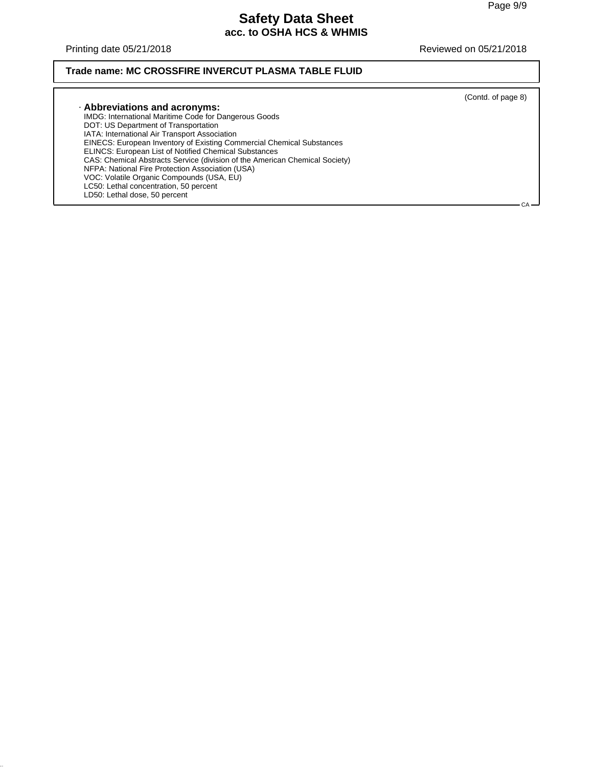**Trade name: MC CROSSFIRE INVERCUT PLASMA TABLE FLUID**

(Contd. of page 8)

· **Abbreviations and acronyms:**
IMDG: International Maritime Code for Dangerous Goods
DOT: US Department of Transportation
IATA: International Air Transport Association
EINECS: European Inventory of Existing Commercial Chemical Substances
ELINCS: European List of Notified Chemical Substances
CAS: Chemical Abstracts Service (division of the American Chemical Society)
NFPA: National Fire Protection Association (USA)
VOC: Volatile Organic Compounds (USA, EU)
LC50: Lethal concentration, 50 percent
LD50: Lethal dose, 50 percent

CA